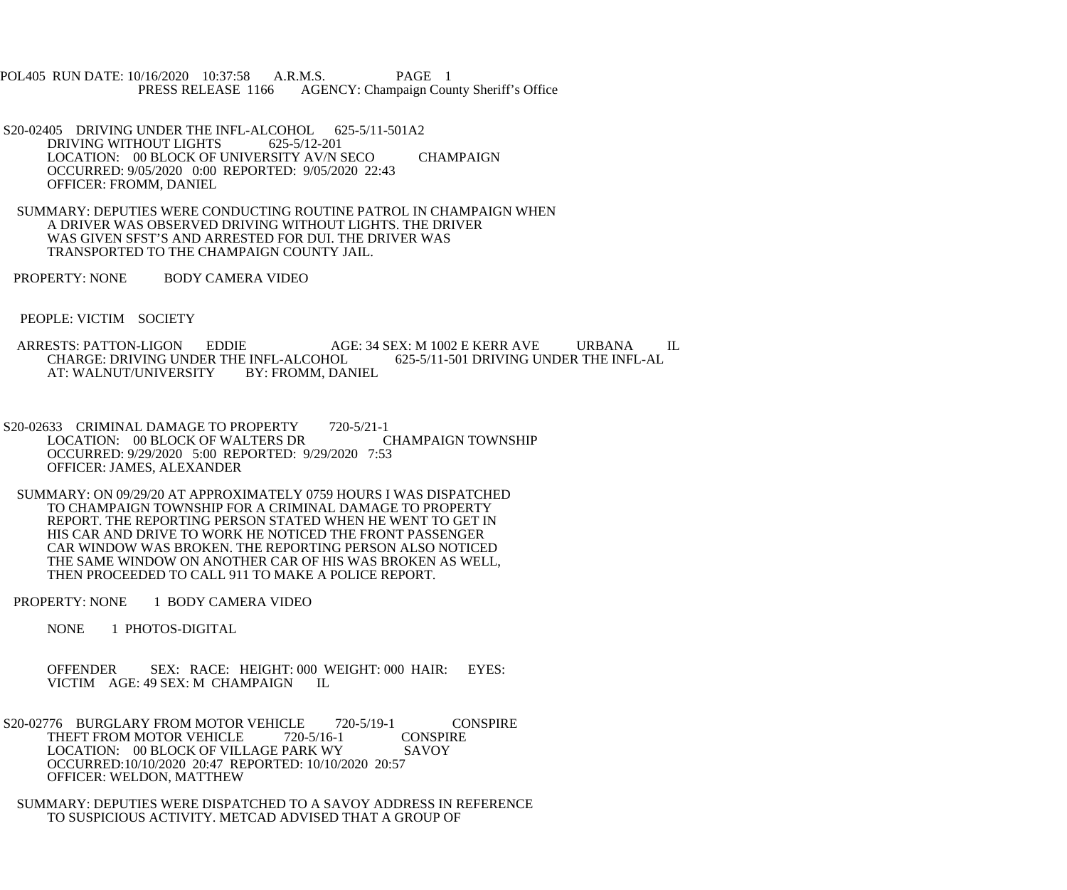POL405 RUN DATE: 10/16/2020 10:37:58 A.R.M.S. PAGE 1
PRESS RELEASE 1166 AGENCY: Champaign County Sheriff's Office

S20-02405 DRIVING UNDER THE INFL-ALCOHOL 625-5/11-501A2
DRIVING WITHOUT LIGHTS 625-5/12-201
LOCATION: 00 BLOCK OF UNIVERSITY AV/N SECO CHAMPAIGN
OCCURRED: 9/05/2020 0:00 REPORTED: 9/05/2020 22:43
OFFICER: FROMM, DANIEL

SUMMARY: DEPUTIES WERE CONDUCTING ROUTINE PATROL IN CHAMPAIGN WHEN A DRIVER WAS OBSERVED DRIVING WITHOUT LIGHTS. THE DRIVER WAS GIVEN SFST'S AND ARRESTED FOR DUI. THE DRIVER WAS TRANSPORTED TO THE CHAMPAIGN COUNTY JAIL.

PROPERTY: NONE BODY CAMERA VIDEO

PEOPLE: VICTIM SOCIETY

ARRESTS: PATTON-LIGON EDDIE AGE: 34 SEX: M 1002 E KERR AVE URBANA IL
CHARGE: DRIVING UNDER THE INFL-ALCOHOL 625-5/11-501 DRIVING UNDER THE INFL-AL
AT: WALNUT/UNIVERSITY BY: FROMM, DANIEL

S20-02633 CRIMINAL DAMAGE TO PROPERTY 720-5/21-1
LOCATION: 00 BLOCK OF WALTERS DR CHAMPAIGN TOWNSHIP
OCCURRED: 9/29/2020 5:00 REPORTED: 9/29/2020 7:53
OFFICER: JAMES, ALEXANDER

SUMMARY: ON 09/29/20 AT APPROXIMATELY 0759 HOURS I WAS DISPATCHED TO CHAMPAIGN TOWNSHIP FOR A CRIMINAL DAMAGE TO PROPERTY REPORT. THE REPORTING PERSON STATED WHEN HE WENT TO GET IN HIS CAR AND DRIVE TO WORK HE NOTICED THE FRONT PASSENGER CAR WINDOW WAS BROKEN. THE REPORTING PERSON ALSO NOTICED THE SAME WINDOW ON ANOTHER CAR OF HIS WAS BROKEN AS WELL, THEN PROCEEDED TO CALL 911 TO MAKE A POLICE REPORT.

PROPERTY: NONE 1 BODY CAMERA VIDEO

NONE 1 PHOTOS-DIGITAL

OFFENDER SEX: RACE: HEIGHT: 000 WEIGHT: 000 HAIR: EYES:
VICTIM AGE: 49 SEX: M CHAMPAIGN IL

S20-02776 BURGLARY FROM MOTOR VEHICLE 720-5/19-1 CONSPIRE
THEFT FROM MOTOR VEHICLE 720-5/16-1 CONSPIRE
LOCATION: 00 BLOCK OF VILLAGE PARK WY SAVOY
OCCURRED:10/10/2020 20:47 REPORTED: 10/10/2020 20:57
OFFICER: WELDON, MATTHEW

SUMMARY: DEPUTIES WERE DISPATCHED TO A SAVOY ADDRESS IN REFERENCE TO SUSPICIOUS ACTIVITY. METCAD ADVISED THAT A GROUP OF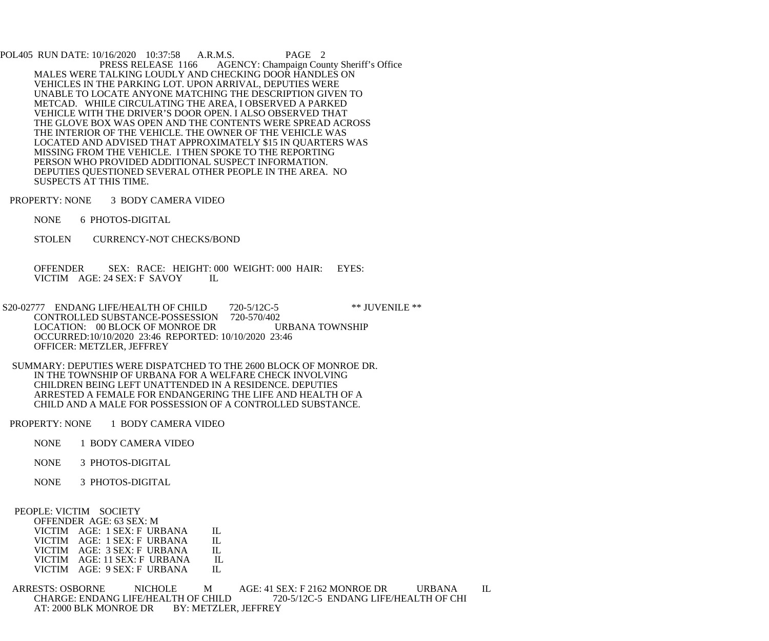MALES WERE TALKING LOUDLY AND CHECKING DOOR HANDLES ON VEHICLES IN THE PARKING LOT. UPON ARRIVAL, DEPUTIES WERE UNABLE TO LOCATE ANYONE MATCHING THE DESCRIPTION GIVEN TO METCAD. WHILE CIRCULATING THE AREA, I OBSERVED A PARKED VEHICLE WITH THE DRIVER'S DOOR OPEN. I ALSO OBSERVED THAT THE GLOVE BOX WAS OPEN AND THE CONTENTS WERE SPREAD ACROSS THE INTERIOR OF THE VEHICLE. THE OWNER OF THE VEHICLE WAS LOCATED AND ADVISED THAT APPROXIMATELY $15 IN QUARTERS WAS MISSING FROM THE VEHICLE. I THEN SPOKE TO THE REPORTING PERSON WHO PROVIDED ADDITIONAL SUSPECT INFORMATION. DEPUTIES QUESTIONED SEVERAL OTHER PEOPLE IN THE AREA. NO SUSPECTS AT THIS TIME.

PROPERTY: NONE 3 BODY CAMERA VIDEO

NONE 6 PHOTOS-DIGITAL

STOLEN CURRENCY-NOT CHECKS/BOND

OFFENDER SEX: RACE: HEIGHT: 000 WEIGHT: 000 HAIR: EYES:
VICTIM AGE: 24 SEX: F SAVOY IL

S20-02777 ENDANG LIFE/HEALTH OF CHILD 720-5/12C-5 ** JUVENILE **
CONTROLLED SUBSTANCE-POSSESSION 720-570/402
LOCATION: 00 BLOCK OF MONROE DR URBANA TOWNSHIP
OCCURRED:10/10/2020 23:46 REPORTED: 10/10/2020 23:46
OFFICER: METZLER, JEFFREY

SUMMARY: DEPUTIES WERE DISPATCHED TO THE 2600 BLOCK OF MONROE DR. IN THE TOWNSHIP OF URBANA FOR A WELFARE CHECK INVOLVING CHILDREN BEING LEFT UNATTENDED IN A RESIDENCE. DEPUTIES ARRESTED A FEMALE FOR ENDANGERING THE LIFE AND HEALTH OF A CHILD AND A MALE FOR POSSESSION OF A CONTROLLED SUBSTANCE.

PROPERTY: NONE 1 BODY CAMERA VIDEO

NONE 1 BODY CAMERA VIDEO

NONE 3 PHOTOS-DIGITAL

NONE 3 PHOTOS-DIGITAL

PEOPLE: VICTIM SOCIETY
OFFENDER AGE: 63 SEX: M
VICTIM AGE: 1 SEX: F URBANA IL
VICTIM AGE: 1 SEX: F URBANA IL
VICTIM AGE: 3 SEX: F URBANA IL
VICTIM AGE: 11 SEX: F URBANA IL
VICTIM AGE: 9 SEX: F URBANA IL

ARRESTS: OSBORNE NICHOLE M AGE: 41 SEX: F 2162 MONROE DR URBANA IL
CHARGE: ENDANG LIFE/HEALTH OF CHILD 720-5/12C-5 ENDANG LIFE/HEALTH OF CHI
AT: 2000 BLK MONROE DR BY: METZLER, JEFFREY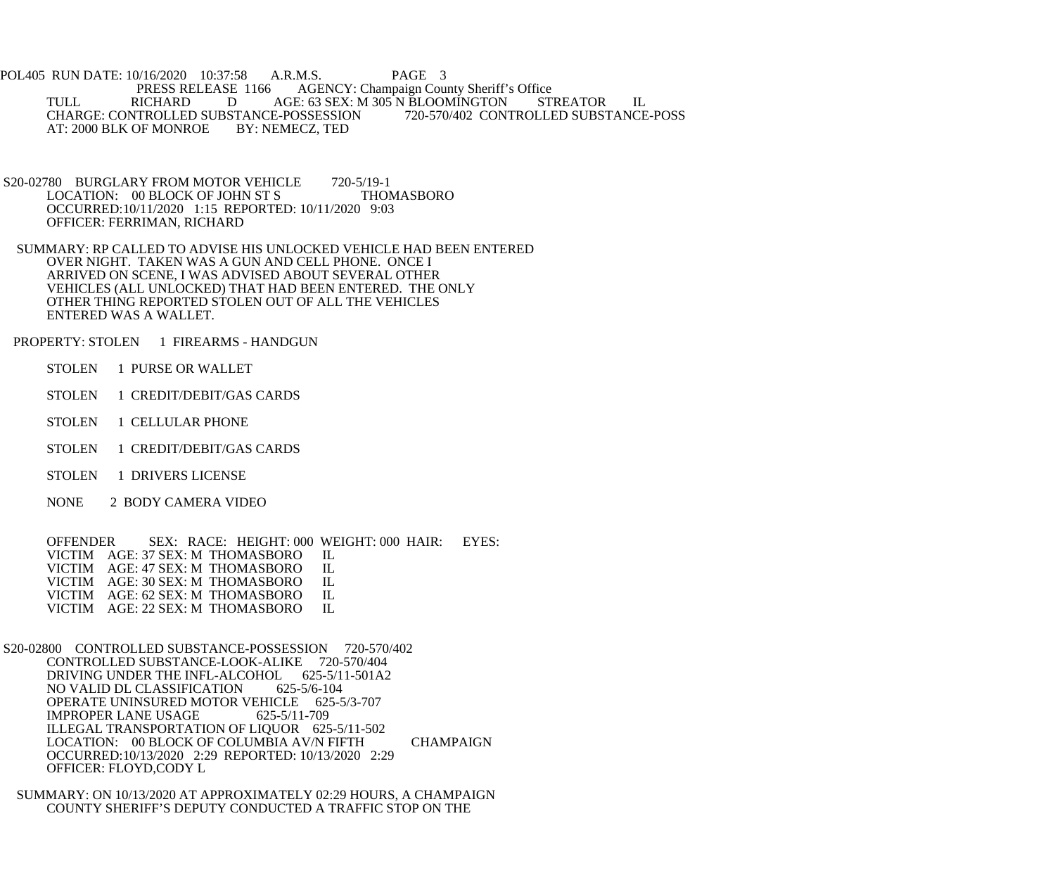TULL RICHARD D AGE: 63 SEX: M 305 N BLOOMINGTON STREATOR IL
CHARGE: CONTROLLED SUBSTANCE-POSSESSION 720-570/402 CONTROLLED SUBSTANCE-POSS
AT: 2000 BLK OF MONROE BY: NEMECZ, TED

S20-02780 BURGLARY FROM MOTOR VEHICLE 720-5/19-1
LOCATION: 00 BLOCK OF JOHN ST S THOMASBORO
OCCURRED:10/11/2020 1:15 REPORTED: 10/11/2020 9:03
OFFICER: FERRIMAN, RICHARD

SUMMARY: RP CALLED TO ADVISE HIS UNLOCKED VEHICLE HAD BEEN ENTERED OVER NIGHT. TAKEN WAS A GUN AND CELL PHONE. ONCE I ARRIVED ON SCENE, I WAS ADVISED ABOUT SEVERAL OTHER VEHICLES (ALL UNLOCKED) THAT HAD BEEN ENTERED. THE ONLY OTHER THING REPORTED STOLEN OUT OF ALL THE VEHICLES ENTERED WAS A WALLET.

PROPERTY: STOLEN 1 FIREARMS - HANDGUN

STOLEN 1 PURSE OR WALLET

STOLEN 1 CREDIT/DEBIT/GAS CARDS

STOLEN 1 CELLULAR PHONE

STOLEN 1 CREDIT/DEBIT/GAS CARDS

STOLEN 1 DRIVERS LICENSE

NONE 2 BODY CAMERA VIDEO

OFFENDER SEX: RACE: HEIGHT: 000 WEIGHT: 000 HAIR: EYES:
VICTIM AGE: 37 SEX: M THOMASBORO IL
VICTIM AGE: 47 SEX: M THOMASBORO IL
VICTIM AGE: 30 SEX: M THOMASBORO IL
VICTIM AGE: 62 SEX: M THOMASBORO IL
VICTIM AGE: 22 SEX: M THOMASBORO IL

S20-02800 CONTROLLED SUBSTANCE-POSSESSION 720-570/402
CONTROLLED SUBSTANCE-LOOK-ALIKE 720-570/404
DRIVING UNDER THE INFL-ALCOHOL 625-5/11-501A2
NO VALID DL CLASSIFICATION 625-5/6-104
OPERATE UNINSURED MOTOR VEHICLE 625-5/3-707
IMPROPER LANE USAGE 625-5/11-709
ILLEGAL TRANSPORTATION OF LIQUOR 625-5/11-502
LOCATION: 00 BLOCK OF COLUMBIA AV/N FIFTH CHAMPAIGN
OCCURRED:10/13/2020 2:29 REPORTED: 10/13/2020 2:29
OFFICER: FLOYD,CODY L

SUMMARY: ON 10/13/2020 AT APPROXIMATELY 02:29 HOURS, A CHAMPAIGN COUNTY SHERIFF'S DEPUTY CONDUCTED A TRAFFIC STOP ON THE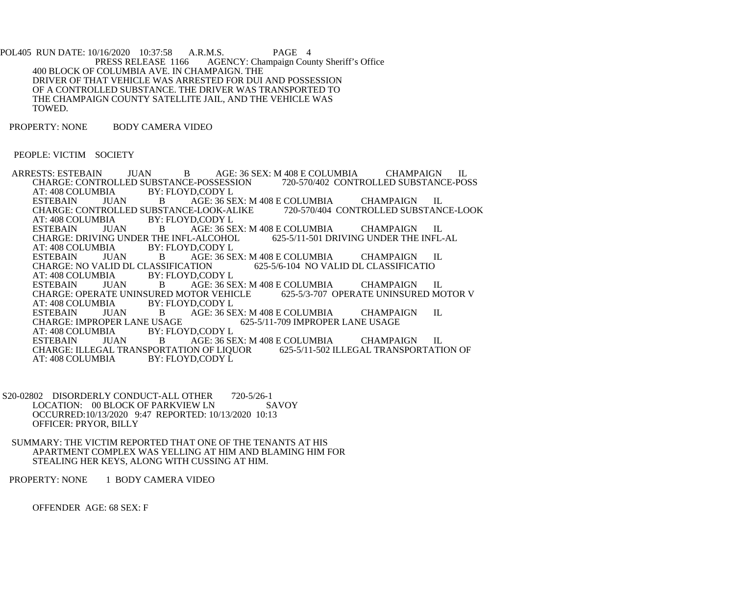400 BLOCK OF COLUMBIA AVE. IN CHAMPAIGN. THE DRIVER OF THAT VEHICLE WAS ARRESTED FOR DUI AND POSSESSION OF A CONTROLLED SUBSTANCE. THE DRIVER WAS TRANSPORTED TO THE CHAMPAIGN COUNTY SATELLITE JAIL, AND THE VEHICLE WAS TOWED.

PROPERTY: NONE BODY CAMERA VIDEO

PEOPLE: VICTIM SOCIETY

ARRESTS: ESTEBAIN JUAN B AGE: 36 SEX: M 408 E COLUMBIA CHAMPAIGN IL
CHARGE: CONTROLLED SUBSTANCE-POSSESSION 720-570/402 CONTROLLED SUBSTANCE-POSS
AT: 408 COLUMBIA BY: FLOYD,CODY L

ESTEBAIN JUAN B AGE: 36 SEX: M 408 E COLUMBIA CHAMPAIGN IL
CHARGE: CONTROLLED SUBSTANCE-LOOK-ALIKE 720-570/404 CONTROLLED SUBSTANCE-LOOK
AT: 408 COLUMBIA BY: FLOYD,CODY L

ESTEBAIN JUAN B AGE: 36 SEX: M 408 E COLUMBIA CHAMPAIGN IL
CHARGE: DRIVING UNDER THE INFL-ALCOHOL 625-5/11-501 DRIVING UNDER THE INFL-AL
AT: 408 COLUMBIA BY: FLOYD,CODY L

ESTEBAIN JUAN B AGE: 36 SEX: M 408 E COLUMBIA CHAMPAIGN IL
CHARGE: NO VALID DL CLASSIFICATION 625-5/6-104 NO VALID DL CLASSIFICATIO
AT: 408 COLUMBIA BY: FLOYD,CODY L

ESTEBAIN JUAN B AGE: 36 SEX: M 408 E COLUMBIA CHAMPAIGN IL
CHARGE: OPERATE UNINSURED MOTOR VEHICLE 625-5/3-707 OPERATE UNINSURED MOTOR V
AT: 408 COLUMBIA BY: FLOYD,CODY L

ESTEBAIN JUAN B AGE: 36 SEX: M 408 E COLUMBIA CHAMPAIGN IL
CHARGE: IMPROPER LANE USAGE 625-5/11-709 IMPROPER LANE USAGE
AT: 408 COLUMBIA BY: FLOYD,CODY L

ESTEBAIN JUAN B AGE: 36 SEX: M 408 E COLUMBIA CHAMPAIGN IL
CHARGE: ILLEGAL TRANSPORTATION OF LIQUOR 625-5/11-502 ILLEGAL TRANSPORTATION OF
AT: 408 COLUMBIA BY: FLOYD,CODY L

S20-02802 DISORDERLY CONDUCT-ALL OTHER 720-5/26-1
LOCATION: 00 BLOCK OF PARKVIEW LN SAVOY
OCCURRED:10/13/2020 9:47 REPORTED: 10/13/2020 10:13
OFFICER: PRYOR, BILLY

SUMMARY: THE VICTIM REPORTED THAT ONE OF THE TENANTS AT HIS APARTMENT COMPLEX WAS YELLING AT HIM AND BLAMING HIM FOR STEALING HER KEYS, ALONG WITH CUSSING AT HIM.

PROPERTY: NONE 1 BODY CAMERA VIDEO

OFFENDER AGE: 68 SEX: F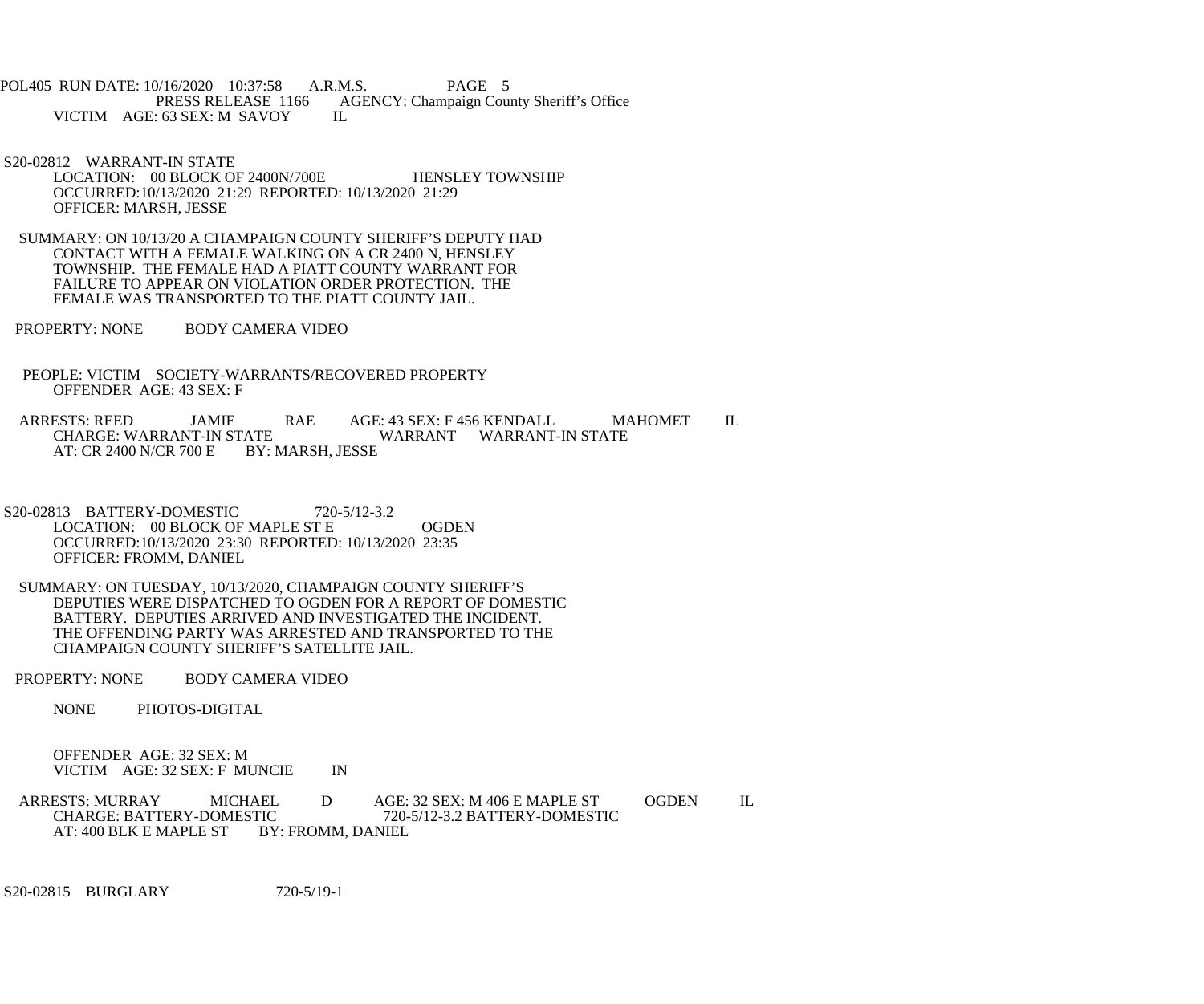VICTIM AGE: 63 SEX: M SAVOY IL

S20-02812 WARRANT-IN STATE
LOCATION: 00 BLOCK OF 2400N/700E HENSLEY TOWNSHIP
OCCURRED:10/13/2020 21:29 REPORTED: 10/13/2020 21:29
OFFICER: MARSH, JESSE

SUMMARY: ON 10/13/20 A CHAMPAIGN COUNTY SHERIFF'S DEPUTY HAD CONTACT WITH A FEMALE WALKING ON A CR 2400 N, HENSLEY TOWNSHIP. THE FEMALE HAD A PIATT COUNTY WARRANT FOR FAILURE TO APPEAR ON VIOLATION ORDER PROTECTION. THE FEMALE WAS TRANSPORTED TO THE PIATT COUNTY JAIL.

PROPERTY: NONE BODY CAMERA VIDEO

PEOPLE: VICTIM SOCIETY-WARRANTS/RECOVERED PROPERTY
OFFENDER AGE: 43 SEX: F

ARRESTS: REED JAMIE RAE AGE: 43 SEX: F 456 KENDALL MAHOMET IL
CHARGE: WARRANT-IN STATE WARRANT WARRANT-IN STATE
AT: CR 2400 N/CR 700 E BY: MARSH, JESSE

S20-02813 BATTERY-DOMESTIC 720-5/12-3.2
LOCATION: 00 BLOCK OF MAPLE ST E OGDEN
OCCURRED:10/13/2020 23:30 REPORTED: 10/13/2020 23:35
OFFICER: FROMM, DANIEL

SUMMARY: ON TUESDAY, 10/13/2020, CHAMPAIGN COUNTY SHERIFF'S DEPUTIES WERE DISPATCHED TO OGDEN FOR A REPORT OF DOMESTIC BATTERY. DEPUTIES ARRIVED AND INVESTIGATED THE INCIDENT. THE OFFENDING PARTY WAS ARRESTED AND TRANSPORTED TO THE CHAMPAIGN COUNTY SHERIFF'S SATELLITE JAIL.

PROPERTY: NONE BODY CAMERA VIDEO

NONE PHOTOS-DIGITAL

OFFENDER AGE: 32 SEX: M
VICTIM AGE: 32 SEX: F MUNCIE IN

ARRESTS: MURRAY MICHAEL D AGE: 32 SEX: M 406 E MAPLE ST OGDEN IL
CHARGE: BATTERY-DOMESTIC 720-5/12-3.2 BATTERY-DOMESTIC
AT: 400 BLK E MAPLE ST BY: FROMM, DANIEL

S20-02815 BURGLARY 720-5/19-1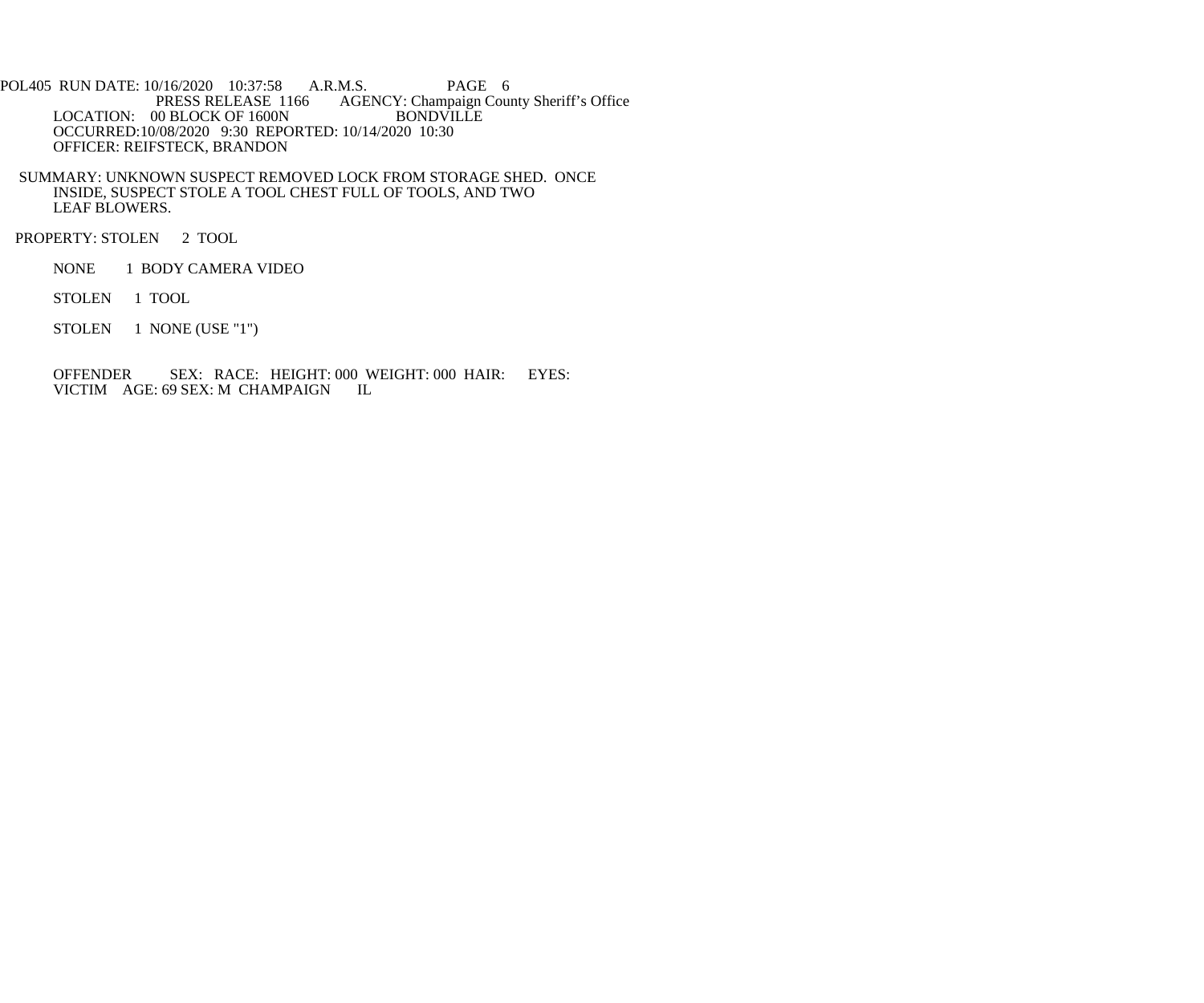POL405 RUN DATE: 10/16/2020 10:37:58 A.R.M.S. PAGE 6

PRESS RELEASE 1166 AGENCY: Champaign County Sheriff's Office

LOCATION: 00 BLOCK OF 1600N BONDVILLE

OCCURRED:10/08/2020 9:30 REPORTED: 10/14/2020 10:30

OFFICER: REIFSTECK, BRANDON

SUMMARY: UNKNOWN SUSPECT REMOVED LOCK FROM STORAGE SHED. ONCE INSIDE, SUSPECT STOLE A TOOL CHEST FULL OF TOOLS, AND TWO LEAF BLOWERS.

PROPERTY: STOLEN 2 TOOL

NONE 1 BODY CAMERA VIDEO

STOLEN 1 TOOL

STOLEN 1 NONE (USE "1")

OFFENDER SEX: RACE: HEIGHT: 000 WEIGHT: 000 HAIR: EYES:

VICTIM AGE: 69 SEX: M CHAMPAIGN IL